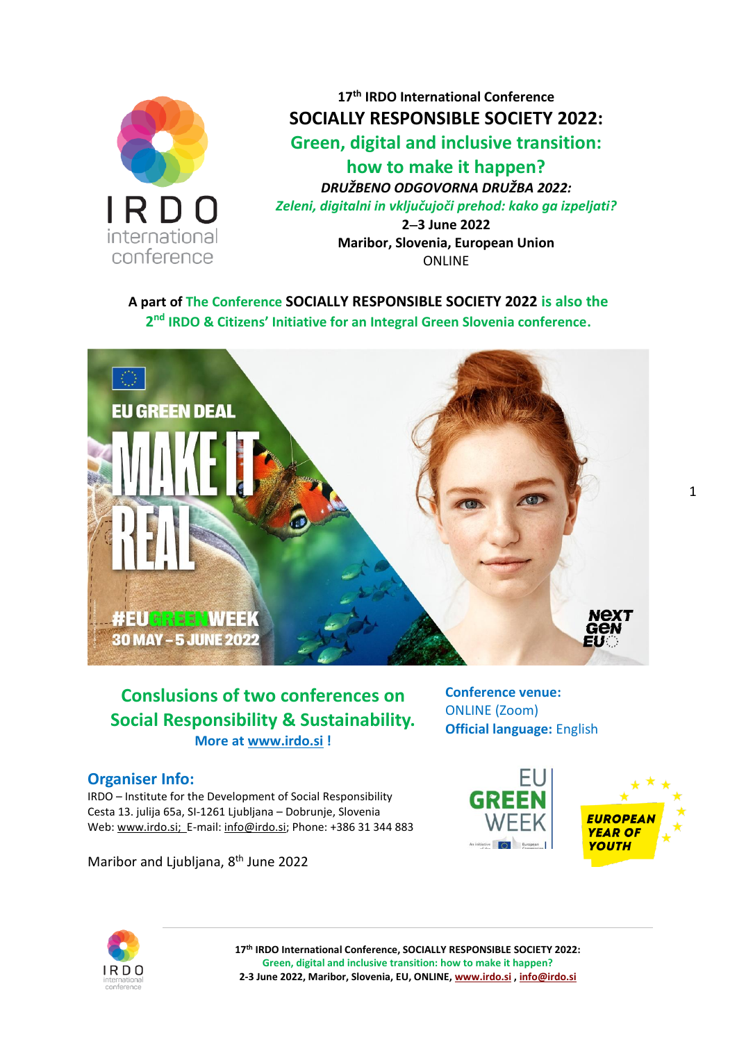**17th IRDO International Conference**

# SOCIALLY RESPONSIBLE SOCIETY 2022:

## Green, digital and inclusive transition: how to make it happen?

***DRUŽBENO ODGOVORNA DRUŽBA 2022:***

***Zeleni, digitalni in vključujoči prehod: kako ga izpeljati?***

**2–3 June 2022**

**Maribor, Slovenia, European Union**

ONLINE

**A part of The Conference SOCIALLY RESPONSIBLE SOCIETY 2022 is also the 2nd IRDO & Citizens' Initiative for an Integral Green Slovenia conference.**

## Conslusions of two conferences on Social Responsibility & Sustainability.

**More at www.irdo.si !**

**Conference venue:** ONLINE (Zoom)

**Official language:** English

### Organiser Info:

IRDO – Institute for the Development of Social Responsibility
Cesta 13. julija 65a, SI-1261 Ljubljana – Dobrunje, Slovenia
Web: www.irdo.si; E-mail: info@irdo.si; Phone: +386 31 344 883

Maribor and Ljubljana, 8th June 2022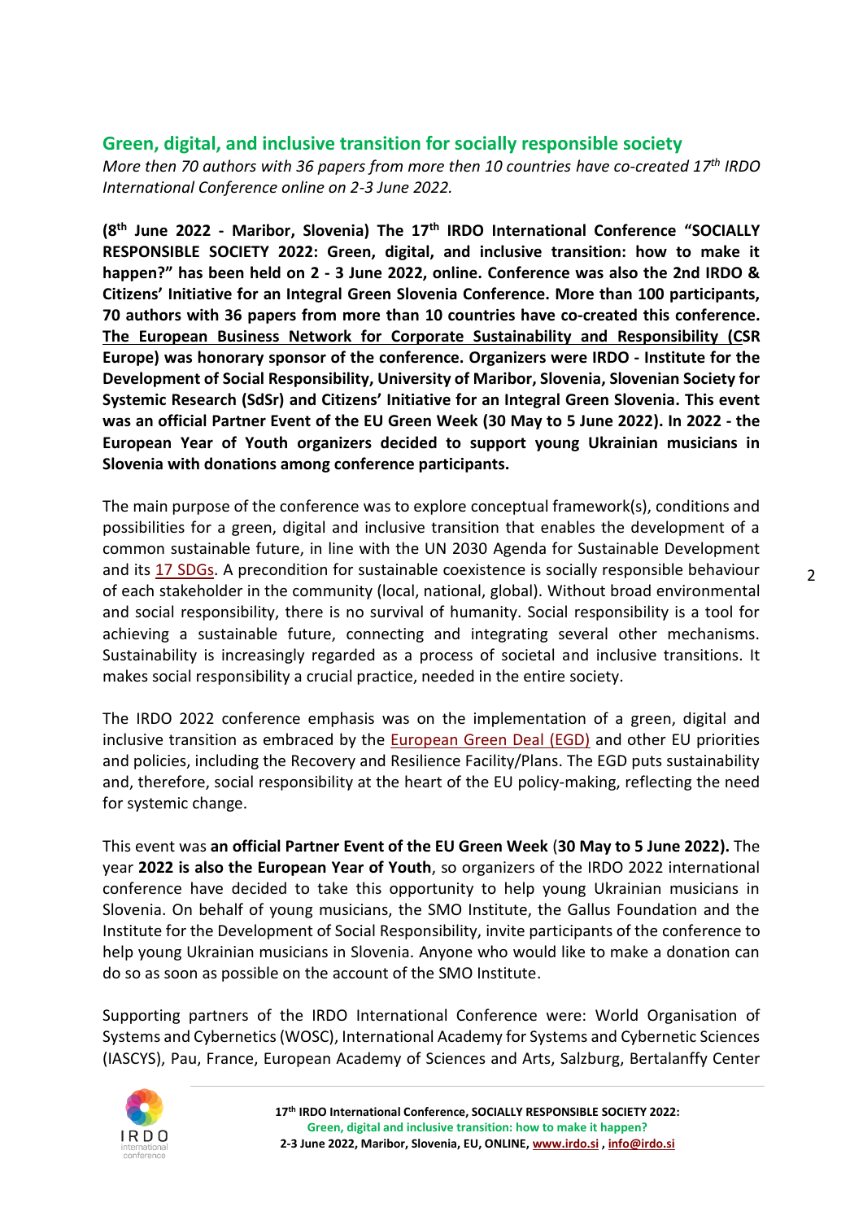## Green, digital, and inclusive transition for socially responsible society

*More then 70 authors with 36 papers from more then 10 countries have co-created 17th IRDO International Conference online on 2-3 June 2022.*

**(8th June 2022 - Maribor, Slovenia) The 17th IRDO International Conference "SOCIALLY RESPONSIBLE SOCIETY 2022: Green, digital, and inclusive transition: how to make it happen?" has been held on 2 - 3 June 2022, online. Conference was also the 2nd IRDO & Citizens' Initiative for an Integral Green Slovenia Conference. More than 100 participants, 70 authors with 36 papers from more than 10 countries have co-created this conference. The European Business Network for Corporate Sustainability and Responsibility (CSR Europe) was honorary sponsor of the conference. Organizers were IRDO - Institute for the Development of Social Responsibility, University of Maribor, Slovenia, Slovenian Society for Systemic Research (SdSr) and Citizens' Initiative for an Integral Green Slovenia. This event was an official Partner Event of the EU Green Week (30 May to 5 June 2022). In 2022 - the European Year of Youth organizers decided to support young Ukrainian musicians in Slovenia with donations among conference participants.**

The main purpose of the conference was to explore conceptual framework(s), conditions and possibilities for a green, digital and inclusive transition that enables the development of a common sustainable future, in line with the UN 2030 Agenda for Sustainable Development and its 17 SDGs. A precondition for sustainable coexistence is socially responsible behaviour of each stakeholder in the community (local, national, global). Without broad environmental and social responsibility, there is no survival of humanity. Social responsibility is a tool for achieving a sustainable future, connecting and integrating several other mechanisms. Sustainability is increasingly regarded as a process of societal and inclusive transitions. It makes social responsibility a crucial practice, needed in the entire society.

The IRDO 2022 conference emphasis was on the implementation of a green, digital and inclusive transition as embraced by the European Green Deal (EGD) and other EU priorities and policies, including the Recovery and Resilience Facility/Plans. The EGD puts sustainability and, therefore, social responsibility at the heart of the EU policy-making, reflecting the need for systemic change.

This event was **an official Partner Event of the EU Green Week** (**30 May to 5 June 2022).** The year **2022 is also the European Year of Youth**, so organizers of the IRDO 2022 international conference have decided to take this opportunity to help young Ukrainian musicians in Slovenia. On behalf of young musicians, the SMO Institute, the Gallus Foundation and the Institute for the Development of Social Responsibility, invite participants of the conference to help young Ukrainian musicians in Slovenia. Anyone who would like to make a donation can do so as soon as possible on the account of the SMO Institute.

Supporting partners of the IRDO International Conference were: World Organisation of Systems and Cybernetics (WOSC), International Academy for Systems and Cybernetic Sciences (IASCYS), Pau, France, European Academy of Sciences and Arts, Salzburg, Bertalanffy Center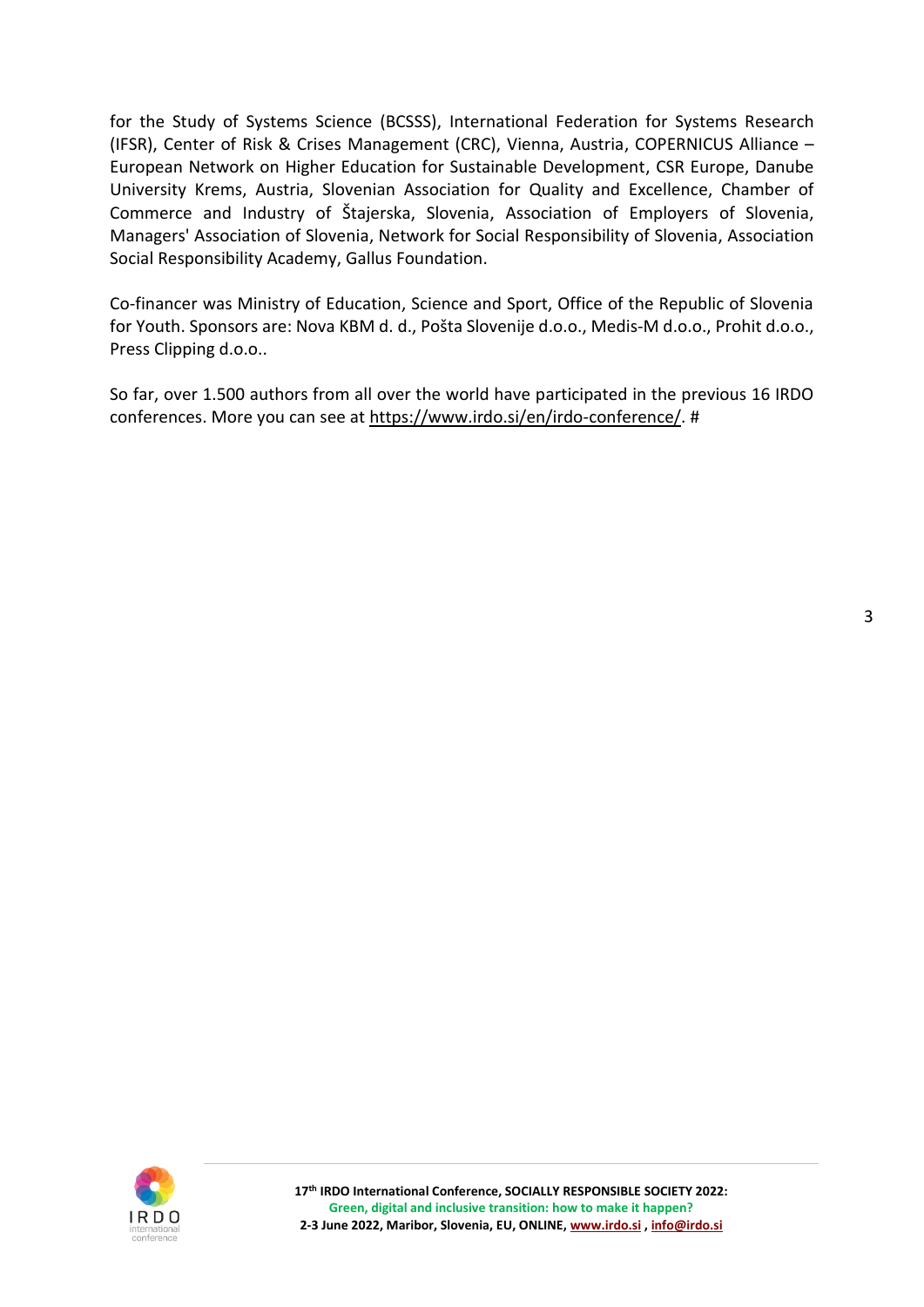for the Study of Systems Science (BCSSS), International Federation for Systems Research (IFSR), Center of Risk & Crises Management (CRC), Vienna, Austria, COPERNICUS Alliance – European Network on Higher Education for Sustainable Development, CSR Europe, Danube University Krems, Austria, Slovenian Association for Quality and Excellence, Chamber of Commerce and Industry of Štajerska, Slovenia, Association of Employers of Slovenia, Managers' Association of Slovenia, Network for Social Responsibility of Slovenia, Association Social Responsibility Academy, Gallus Foundation.

Co-financer was Ministry of Education, Science and Sport, Office of the Republic of Slovenia for Youth. Sponsors are: Nova KBM d. d., Pošta Slovenije d.o.o., Medis-M d.o.o., Prohit d.o.o., Press Clipping d.o.o..

So far, over 1.500 authors from all over the world have participated in the previous 16 IRDO conferences. More you can see at https://www.irdo.si/en/irdo-conference/. #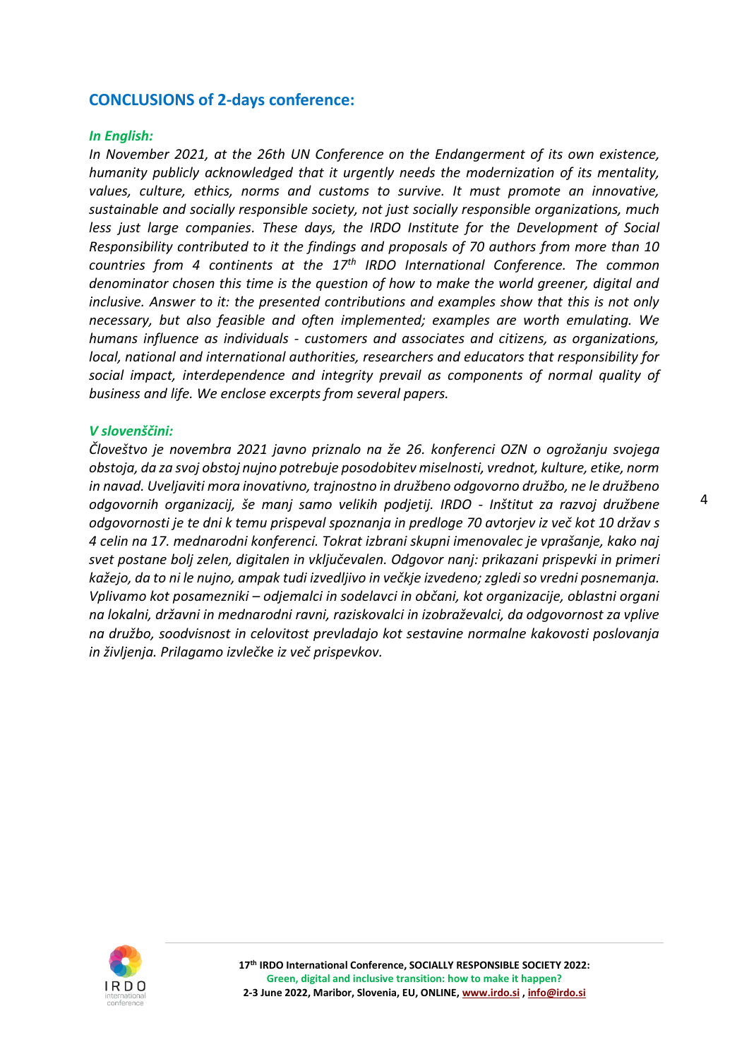## CONCLUSIONS of 2-days conference:

***In English:***

*In November 2021, at the 26th UN Conference on the Endangerment of its own existence, humanity publicly acknowledged that it urgently needs the modernization of its mentality, values, culture, ethics, norms and customs to survive. It must promote an innovative, sustainable and socially responsible society, not just socially responsible organizations, much less just large companies. These days, the IRDO Institute for the Development of Social Responsibility contributed to it the findings and proposals of 70 authors from more than 10 countries from 4 continents at the 17th IRDO International Conference. The common denominator chosen this time is the question of how to make the world greener, digital and inclusive. Answer to it: the presented contributions and examples show that this is not only necessary, but also feasible and often implemented; examples are worth emulating. We humans influence as individuals - customers and associates and citizens, as organizations, local, national and international authorities, researchers and educators that responsibility for social impact, interdependence and integrity prevail as components of normal quality of business and life. We enclose excerpts from several papers.*

***V slovenščini:***

*Človeštvo je novembra 2021 javno priznalo na že 26. konferenci OZN o ogrožanju svojega obstoja, da za svoj obstoj nujno potrebuje posodobitev miselnosti, vrednot, kulture, etike, norm in navad. Uveljaviti mora inovativno, trajnostno in družbeno odgovorno družbo, ne le družbeno odgovornih organizacij, še manj samo velikih podjetij. IRDO - Inštitut za razvoj družbene odgovornosti je te dni k temu prispeval spoznanja in predloge 70 avtorjev iz več kot 10 držav s 4 celin na 17. mednarodni konferenci. Tokrat izbrani skupni imenovalec je vprašanje, kako naj svet postane bolj zelen, digitalen in vključevalen. Odgovor nanj: prikazani prispevki in primeri kažejo, da to ni le nujno, ampak tudi izvedljivo in večkje izvedeno; zgledi so vredni posnemanja. Vplivamo kot posamezniki – odjemalci in sodelavci in občani, kot organizacije, oblastni organi na lokalni, državni in mednarodni ravni, raziskovalci in izobraževalci, da odgovornost za vplive na družbo, soodvisnost in celovitost prevladajo kot sestavine normalne kakovosti poslovanja in življenja. Prilagamo izvlečke iz več prispevkov.*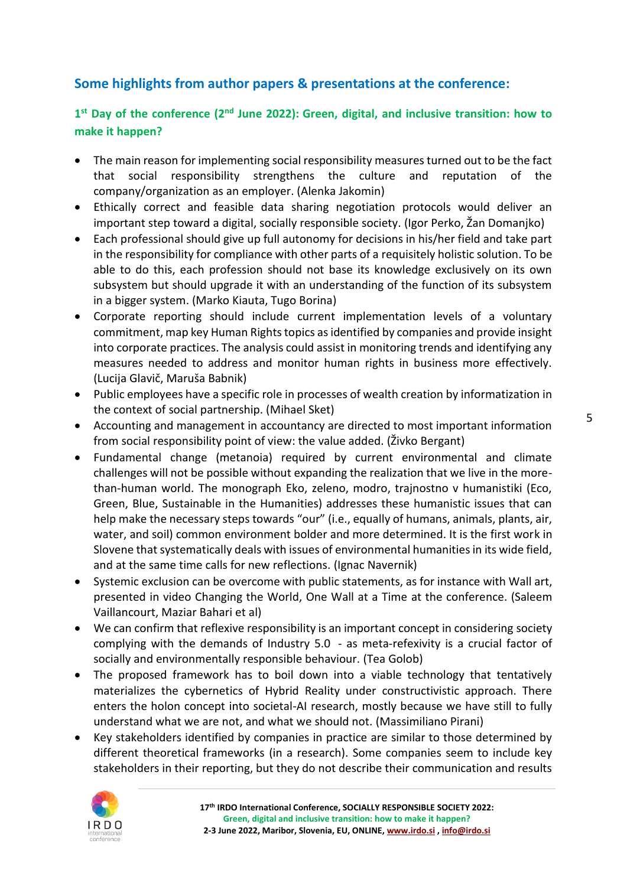## Some highlights from author papers & presentations at the conference:

### 1st Day of the conference (2nd June 2022): Green, digital, and inclusive transition: how to make it happen?

- The main reason for implementing social responsibility measures turned out to be the fact that social responsibility strengthens the culture and reputation of the company/organization as an employer. (Alenka Jakomin)
- Ethically correct and feasible data sharing negotiation protocols would deliver an important step toward a digital, socially responsible society. (Igor Perko, Žan Domanjko)
- Each professional should give up full autonomy for decisions in his/her field and take part in the responsibility for compliance with other parts of a requisitely holistic solution. To be able to do this, each profession should not base its knowledge exclusively on its own subsystem but should upgrade it with an understanding of the function of its subsystem in a bigger system. (Marko Kiauta, Tugo Borina)
- Corporate reporting should include current implementation levels of a voluntary commitment, map key Human Rights topics as identified by companies and provide insight into corporate practices. The analysis could assist in monitoring trends and identifying any measures needed to address and monitor human rights in business more effectively. (Lucija Glavič, Maruša Babnik)
- Public employees have a specific role in processes of wealth creation by informatization in the context of social partnership. (Mihael Sket)
- Accounting and management in accountancy are directed to most important information from social responsibility point of view: the value added. (Živko Bergant)
- Fundamental change (metanoia) required by current environmental and climate challenges will not be possible without expanding the realization that we live in the more-than-human world. The monograph Eko, zeleno, modro, trajnostno v humanistiki (Eco, Green, Blue, Sustainable in the Humanities) addresses these humanistic issues that can help make the necessary steps towards "our" (i.e., equally of humans, animals, plants, air, water, and soil) common environment bolder and more determined. It is the first work in Slovene that systematically deals with issues of environmental humanities in its wide field, and at the same time calls for new reflections. (Ignac Navernik)
- Systemic exclusion can be overcome with public statements, as for instance with Wall art, presented in video Changing the World, One Wall at a Time at the conference. (Saleem Vaillancourt, Maziar Bahari et al)
- We can confirm that reflexive responsibility is an important concept in considering society complying with the demands of Industry 5.0 - as meta-refexivity is a crucial factor of socially and environmentally responsible behaviour. (Tea Golob)
- The proposed framework has to boil down into a viable technology that tentatively materializes the cybernetics of Hybrid Reality under constructivistic approach. There enters the holon concept into societal-AI research, mostly because we have still to fully understand what we are not, and what we should not. (Massimiliano Pirani)
- Key stakeholders identified by companies in practice are similar to those determined by different theoretical frameworks (in a research). Some companies seem to include key stakeholders in their reporting, but they do not describe their communication and results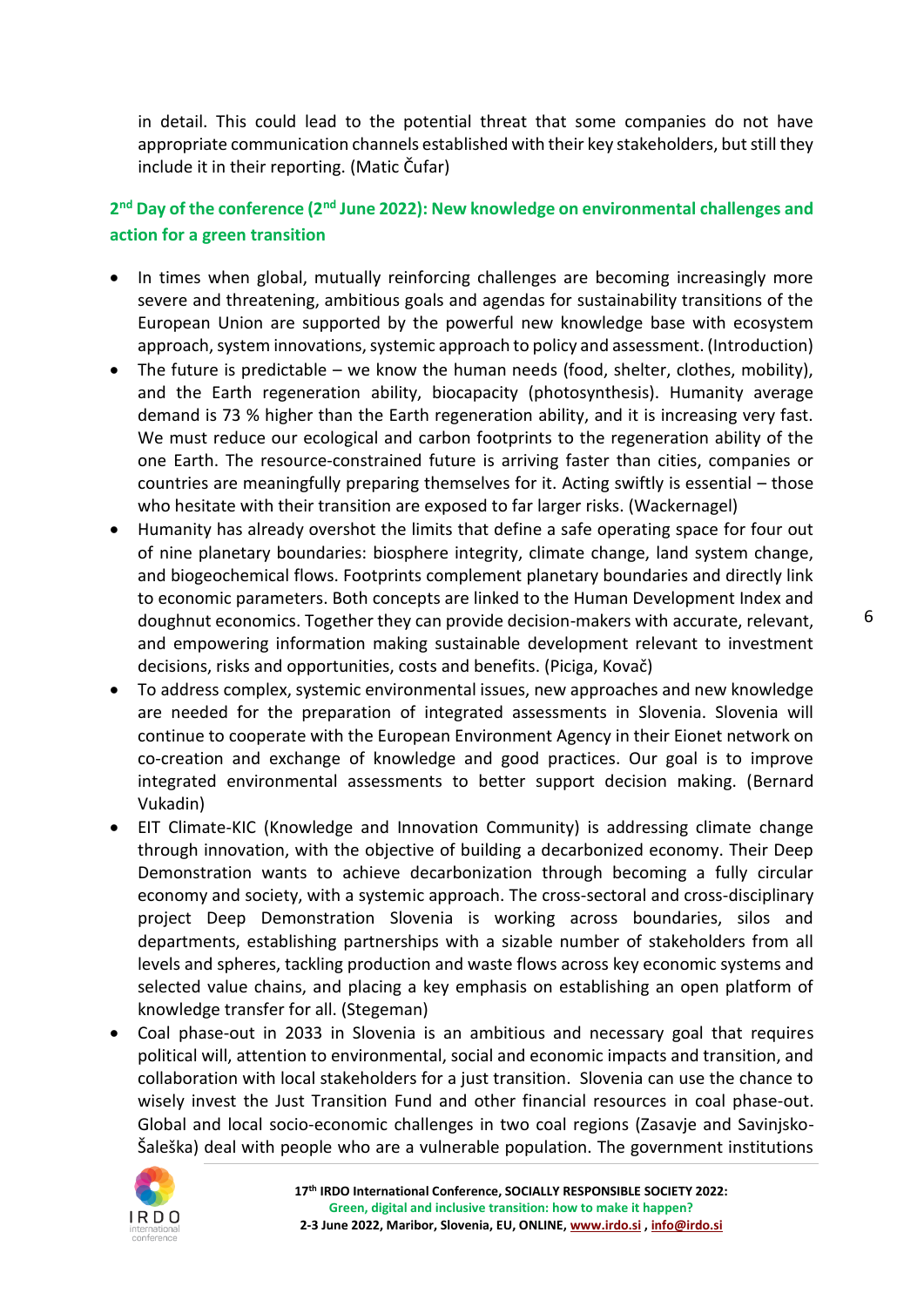in detail. This could lead to the potential threat that some companies do not have appropriate communication channels established with their key stakeholders, but still they include it in their reporting. (Matic Čufar)

## 2nd Day of the conference (2nd June 2022): New knowledge on environmental challenges and action for a green transition

- In times when global, mutually reinforcing challenges are becoming increasingly more severe and threatening, ambitious goals and agendas for sustainability transitions of the European Union are supported by the powerful new knowledge base with ecosystem approach, system innovations, systemic approach to policy and assessment. (Introduction)
- The future is predictable – we know the human needs (food, shelter, clothes, mobility), and the Earth regeneration ability, biocapacity (photosynthesis). Humanity average demand is 73 % higher than the Earth regeneration ability, and it is increasing very fast. We must reduce our ecological and carbon footprints to the regeneration ability of the one Earth. The resource-constrained future is arriving faster than cities, companies or countries are meaningfully preparing themselves for it. Acting swiftly is essential – those who hesitate with their transition are exposed to far larger risks. (Wackernagel)
- Humanity has already overshot the limits that define a safe operating space for four out of nine planetary boundaries: biosphere integrity, climate change, land system change, and biogeochemical flows. Footprints complement planetary boundaries and directly link to economic parameters. Both concepts are linked to the Human Development Index and doughnut economics. Together they can provide decision-makers with accurate, relevant, and empowering information making sustainable development relevant to investment decisions, risks and opportunities, costs and benefits. (Piciga, Kovač)
- To address complex, systemic environmental issues, new approaches and new knowledge are needed for the preparation of integrated assessments in Slovenia. Slovenia will continue to cooperate with the European Environment Agency in their Eionet network on co-creation and exchange of knowledge and good practices. Our goal is to improve integrated environmental assessments to better support decision making. (Bernard Vukadin)
- EIT Climate-KIC (Knowledge and Innovation Community) is addressing climate change through innovation, with the objective of building a decarbonized economy. Their Deep Demonstration wants to achieve decarbonization through becoming a fully circular economy and society, with a systemic approach. The cross-sectoral and cross-disciplinary project Deep Demonstration Slovenia is working across boundaries, silos and departments, establishing partnerships with a sizable number of stakeholders from all levels and spheres, tackling production and waste flows across key economic systems and selected value chains, and placing a key emphasis on establishing an open platform of knowledge transfer for all. (Stegeman)
- Coal phase-out in 2033 in Slovenia is an ambitious and necessary goal that requires political will, attention to environmental, social and economic impacts and transition, and collaboration with local stakeholders for a just transition. Slovenia can use the chance to wisely invest the Just Transition Fund and other financial resources in coal phase-out. Global and local socio-economic challenges in two coal regions (Zasavje and Savinjsko-Šaleška) deal with people who are a vulnerable population. The government institutions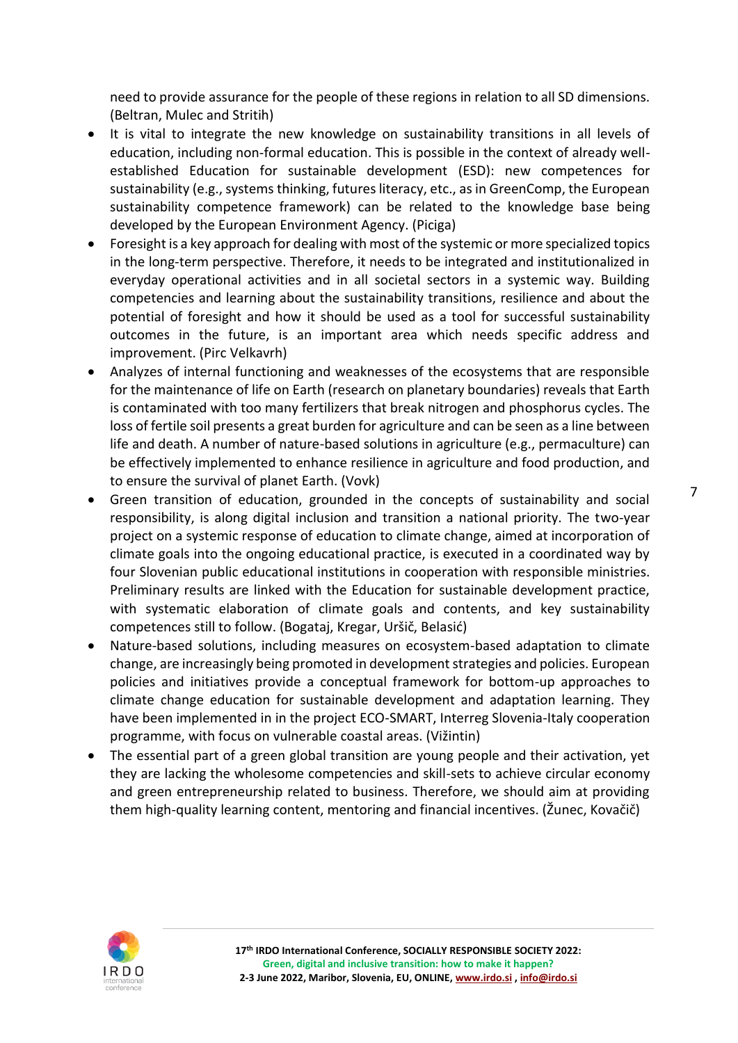need to provide assurance for the people of these regions in relation to all SD dimensions. (Beltran, Mulec and Stritih)

- It is vital to integrate the new knowledge on sustainability transitions in all levels of education, including non-formal education. This is possible in the context of already well-established Education for sustainable development (ESD): new competences for sustainability (e.g., systems thinking, futures literacy, etc., as in GreenComp, the European sustainability competence framework) can be related to the knowledge base being developed by the European Environment Agency. (Piciga)
- Foresight is a key approach for dealing with most of the systemic or more specialized topics in the long-term perspective. Therefore, it needs to be integrated and institutionalized in everyday operational activities and in all societal sectors in a systemic way. Building competencies and learning about the sustainability transitions, resilience and about the potential of foresight and how it should be used as a tool for successful sustainability outcomes in the future, is an important area which needs specific address and improvement. (Pirc Velkavrh)
- Analyzes of internal functioning and weaknesses of the ecosystems that are responsible for the maintenance of life on Earth (research on planetary boundaries) reveals that Earth is contaminated with too many fertilizers that break nitrogen and phosphorus cycles. The loss of fertile soil presents a great burden for agriculture and can be seen as a line between life and death. A number of nature-based solutions in agriculture (e.g., permaculture) can be effectively implemented to enhance resilience in agriculture and food production, and to ensure the survival of planet Earth. (Vovk)
- Green transition of education, grounded in the concepts of sustainability and social responsibility, is along digital inclusion and transition a national priority. The two-year project on a systemic response of education to climate change, aimed at incorporation of climate goals into the ongoing educational practice, is executed in a coordinated way by four Slovenian public educational institutions in cooperation with responsible ministries. Preliminary results are linked with the Education for sustainable development practice, with systematic elaboration of climate goals and contents, and key sustainability competences still to follow. (Bogataj, Kregar, Uršič, Belasić)
- Nature-based solutions, including measures on ecosystem-based adaptation to climate change, are increasingly being promoted in development strategies and policies. European policies and initiatives provide a conceptual framework for bottom-up approaches to climate change education for sustainable development and adaptation learning. They have been implemented in in the project ECO-SMART, Interreg Slovenia-Italy cooperation programme, with focus on vulnerable coastal areas. (Vižintin)
- The essential part of a green global transition are young people and their activation, yet they are lacking the wholesome competencies and skill-sets to achieve circular economy and green entrepreneurship related to business. Therefore, we should aim at providing them high-quality learning content, mentoring and financial incentives. (Žunec, Kovačič)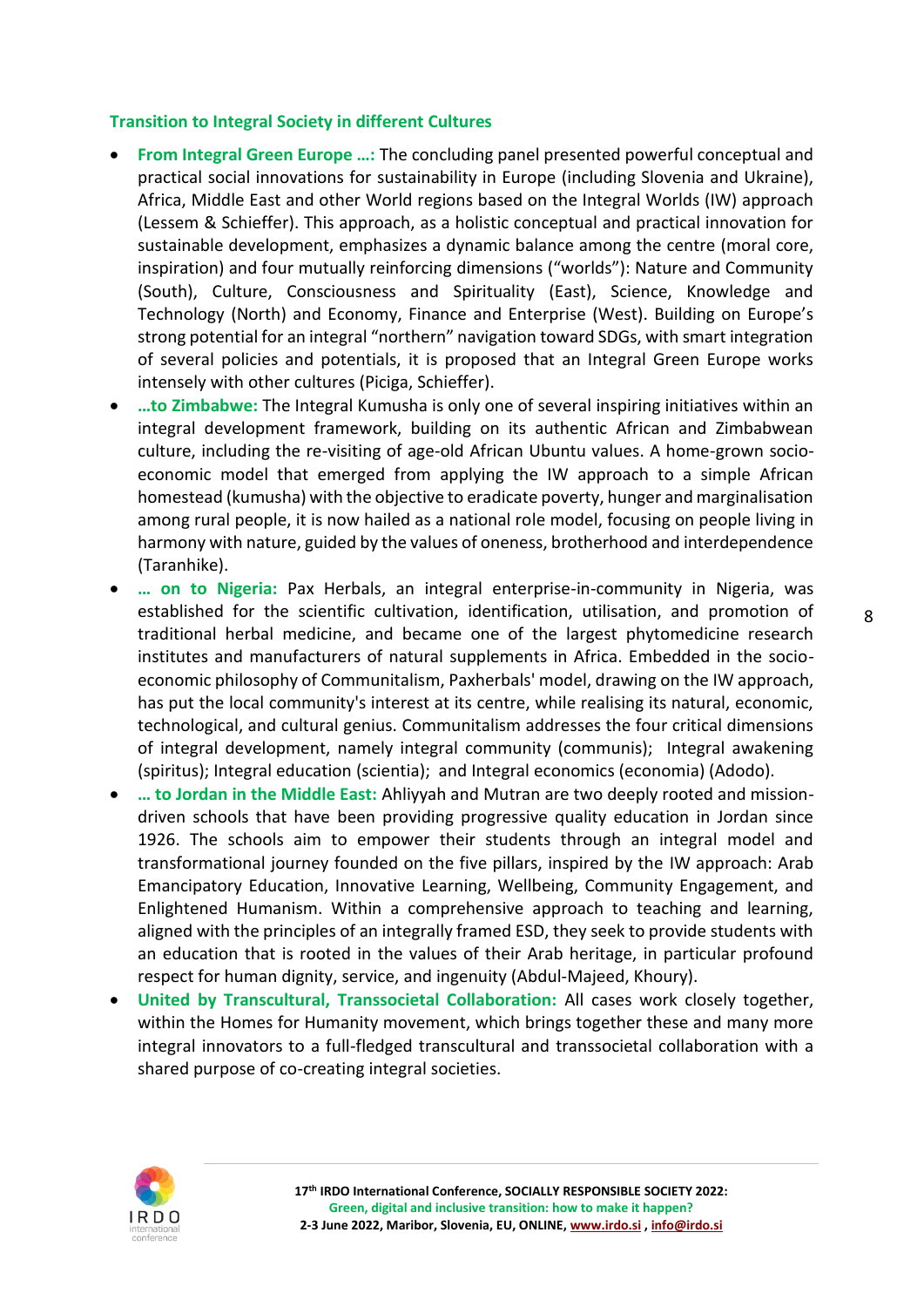### Transition to Integral Society in different Cultures

- **From Integral Green Europe …:** The concluding panel presented powerful conceptual and practical social innovations for sustainability in Europe (including Slovenia and Ukraine), Africa, Middle East and other World regions based on the Integral Worlds (IW) approach (Lessem & Schieffer). This approach, as a holistic conceptual and practical innovation for sustainable development, emphasizes a dynamic balance among the centre (moral core, inspiration) and four mutually reinforcing dimensions ("worlds"): Nature and Community (South), Culture, Consciousness and Spirituality (East), Science, Knowledge and Technology (North) and Economy, Finance and Enterprise (West). Building on Europe's strong potential for an integral "northern" navigation toward SDGs, with smart integration of several policies and potentials, it is proposed that an Integral Green Europe works intensely with other cultures (Piciga, Schieffer).
- **…to Zimbabwe:** The Integral Kumusha is only one of several inspiring initiatives within an integral development framework, building on its authentic African and Zimbabwean culture, including the re-visiting of age-old African Ubuntu values. A home-grown socio-economic model that emerged from applying the IW approach to a simple African homestead (kumusha) with the objective to eradicate poverty, hunger and marginalisation among rural people, it is now hailed as a national role model, focusing on people living in harmony with nature, guided by the values of oneness, brotherhood and interdependence (Taranhike).
- **… on to Nigeria:** Pax Herbals, an integral enterprise-in-community in Nigeria, was established for the scientific cultivation, identification, utilisation, and promotion of traditional herbal medicine, and became one of the largest phytomedicine research institutes and manufacturers of natural supplements in Africa. Embedded in the socio-economic philosophy of Communitalism, Paxherbals' model, drawing on the IW approach, has put the local community's interest at its centre, while realising its natural, economic, technological, and cultural genius. Communitalism addresses the four critical dimensions of integral development, namely integral community (communis); Integral awakening (spiritus); Integral education (scientia); and Integral economics (economia) (Adodo).
- **… to Jordan in the Middle East:** Ahliyyah and Mutran are two deeply rooted and mission-driven schools that have been providing progressive quality education in Jordan since 1926. The schools aim to empower their students through an integral model and transformational journey founded on the five pillars, inspired by the IW approach: Arab Emancipatory Education, Innovative Learning, Wellbeing, Community Engagement, and Enlightened Humanism. Within a comprehensive approach to teaching and learning, aligned with the principles of an integrally framed ESD, they seek to provide students with an education that is rooted in the values of their Arab heritage, in particular profound respect for human dignity, service, and ingenuity (Abdul-Majeed, Khoury).
- **United by Transcultural, Transsocietal Collaboration:** All cases work closely together, within the Homes for Humanity movement, which brings together these and many more integral innovators to a full-fledged transcultural and transsocietal collaboration with a shared purpose of co-creating integral societies.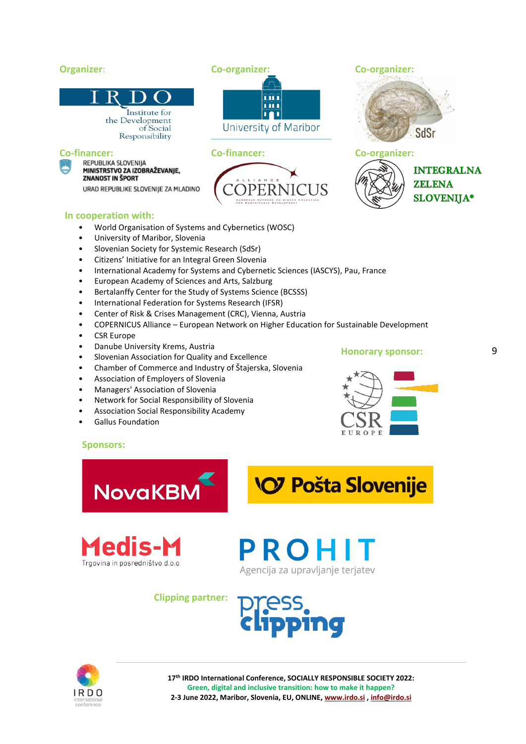**Organizer:**

IRDO Institute for the Development of Social Responsibility

**Co-organizer:**

University of Maribor

**Co-organizer:**

SdSr

**Co-financer:**

REPUBLIKA SLOVENIJA
MINISTRSTVO ZA IZOBRAŽEVANJE, ZNANOST IN ŠPORT
URAD REPUBLIKE SLOVENIJE ZA MLADINO

**Co-financer:**

ALLIANCE COPERNICUS
EUROPEAN NETWORK ON HIGHER EDUCATION FOR SUSTAINABLE DEVELOPMENT

**Co-organizer:**

INTEGRALNA ZELENA SLOVENIJA®

**In cooperation with:**

- World Organisation of Systems and Cybernetics (WOSC)
- University of Maribor, Slovenia
- Slovenian Society for Systemic Research (SdSr)
- Citizens' Initiative for an Integral Green Slovenia
- International Academy for Systems and Cybernetic Sciences (IASCYS), Pau, France
- European Academy of Sciences and Arts, Salzburg
- Bertalanffy Center for the Study of Systems Science (BCSSS)
- International Federation for Systems Research (IFSR)
- Center of Risk & Crises Management (CRC), Vienna, Austria
- COPERNICUS Alliance – European Network on Higher Education for Sustainable Development
- CSR Europe
- Danube University Krems, Austria
- Slovenian Association for Quality and Excellence
- Chamber of Commerce and Industry of Štajerska, Slovenia
- Association of Employers of Slovenia
- Managers' Association of Slovenia
- Network for Social Responsibility of Slovenia
- Association Social Responsibility Academy
- Gallus Foundation

**Honorary sponsor:**

CSR EUROPE

**Sponsors:**

NovaKBM

Pošta Slovenije

Medis-M
Trgovina in posredništvo d.o.o.

PROHIT
Agencija za upravljanje terjatev

**Clipping partner:** press clipping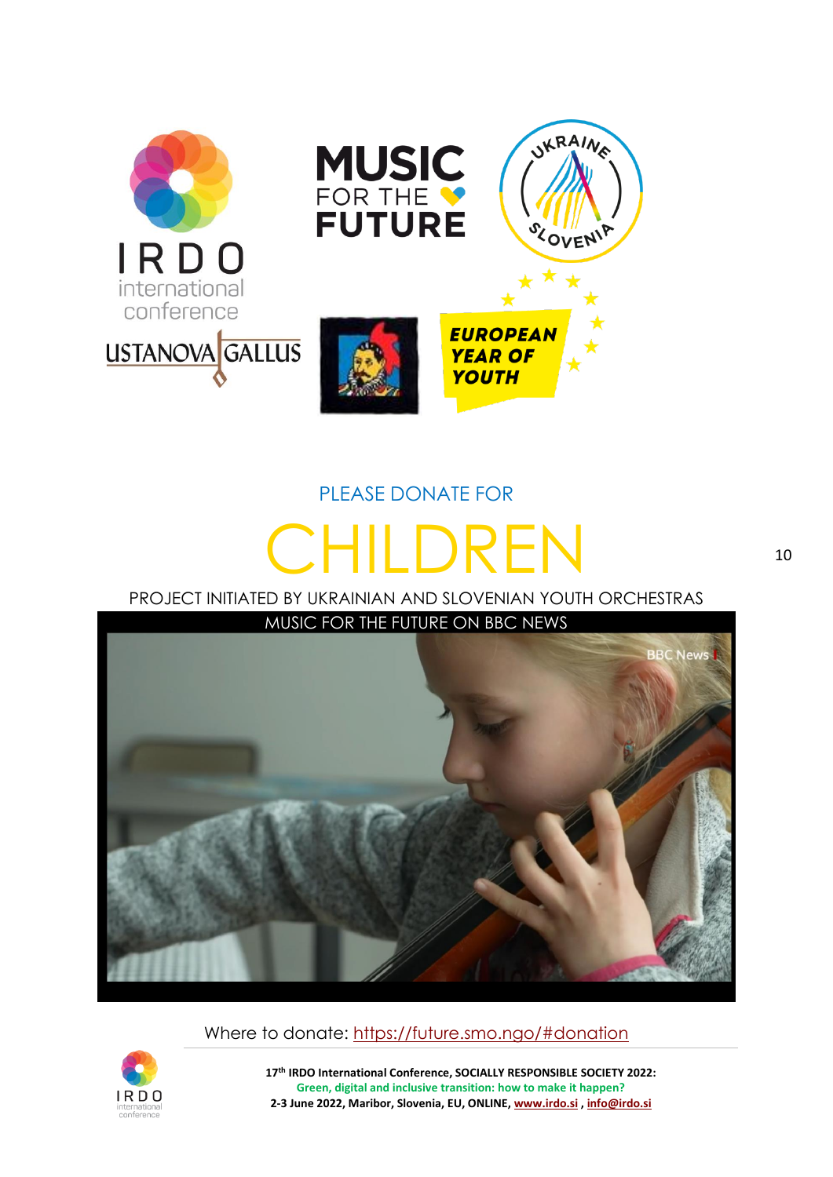PLEASE DONATE FOR

# CHILDREN

PROJECT INITIATED BY UKRAINIAN AND SLOVENIAN YOUTH ORCHESTRAS

MUSIC FOR THE FUTURE ON BBC NEWS

Where to donate: https://future.smo.ngo/#donation